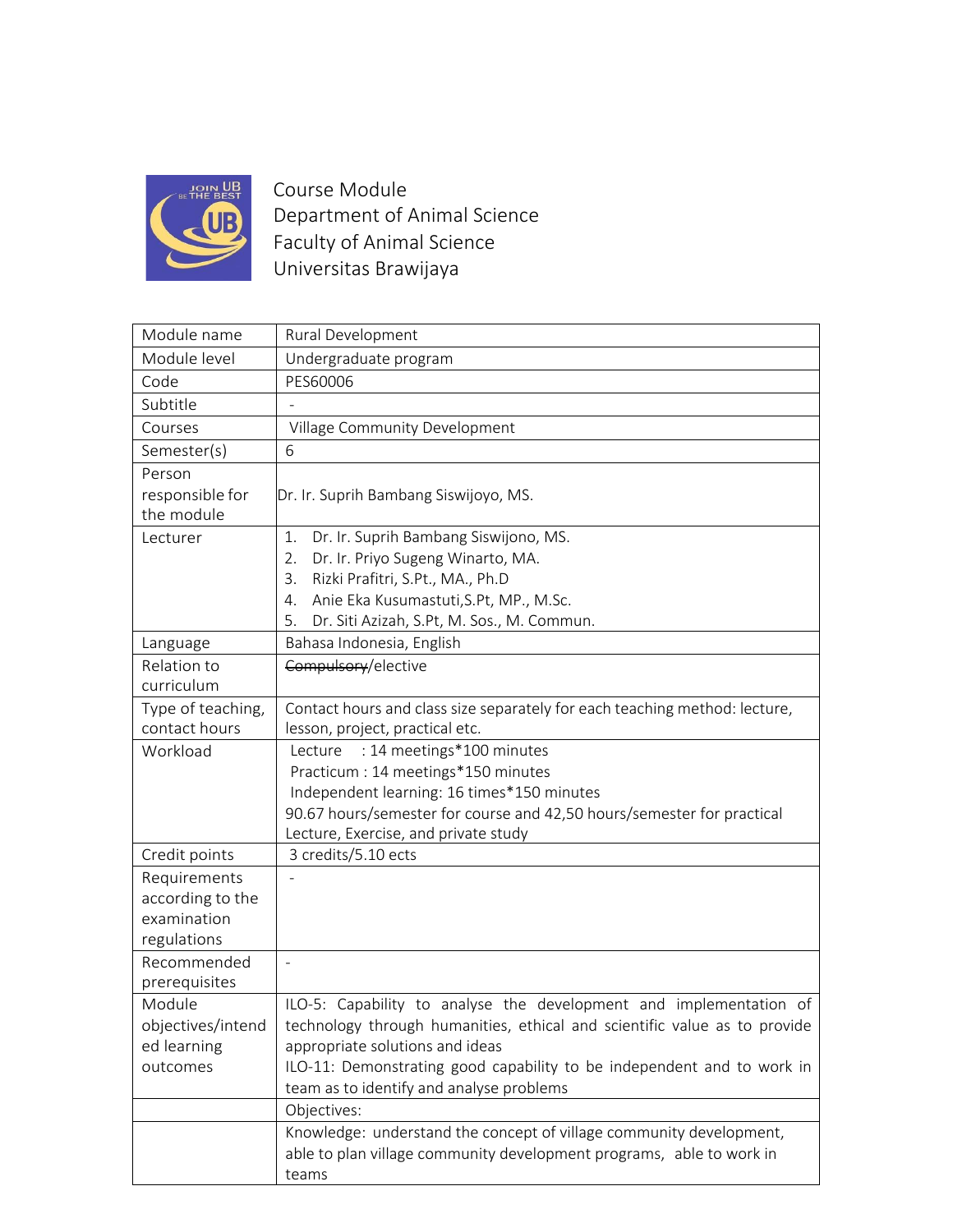Course Module
Department of Animal Science
Faculty of Animal Science
Universitas Brawijaya

| Module name | Rural Development |
| --- | --- |
| Module level | Undergraduate program |
| Code | PES60006 |
| Subtitle | - |
| Courses | Village Community Development |
| Semester(s) | 6 |
| Person responsible for the module | Dr. Ir. Suprih Bambang Siswijoyo, MS. |
| Lecturer | 1. Dr. Ir. Suprih Bambang Siswijono, MS.<br>2. Dr. Ir. Priyo Sugeng Winarto, MA.<br>3. Rizki Prafitri, S.Pt., MA., Ph.D<br>4. Anie Eka Kusumastuti,S.Pt, MP., M.Sc.<br>5. Dr. Siti Azizah, S.Pt, M. Sos., M. Commun. |
| Language | Bahasa Indonesia, English |
| Relation to curriculum | ~~Compulsory~~/elective |
| Type of teaching, contact hours | Contact hours and class size separately for each teaching method: lecture, lesson, project, practical etc. |
| Workload | Lecture : 14 meetings*100 minutes<br>Practicum : 14 meetings*150 minutes<br>Independent learning: 16 times*150 minutes<br>90.67 hours/semester for course and 42,50 hours/semester for practical Lecture, Exercise, and private study |
| Credit points | 3 credits/5.10 ects |
| Requirements according to the examination regulations | - |
| Recommended prerequisites | - |
| Module objectives/intended learning outcomes | ILO-5: Capability to analyse the development and implementation of technology through humanities, ethical and scientific value as to provide appropriate solutions and ideas<br>ILO-11: Demonstrating good capability to be independent and to work in team as to identify and analyse problems |
| | Objectives: |
| | Knowledge: understand the concept of village community development, able to plan village community development programs, able to work in teams |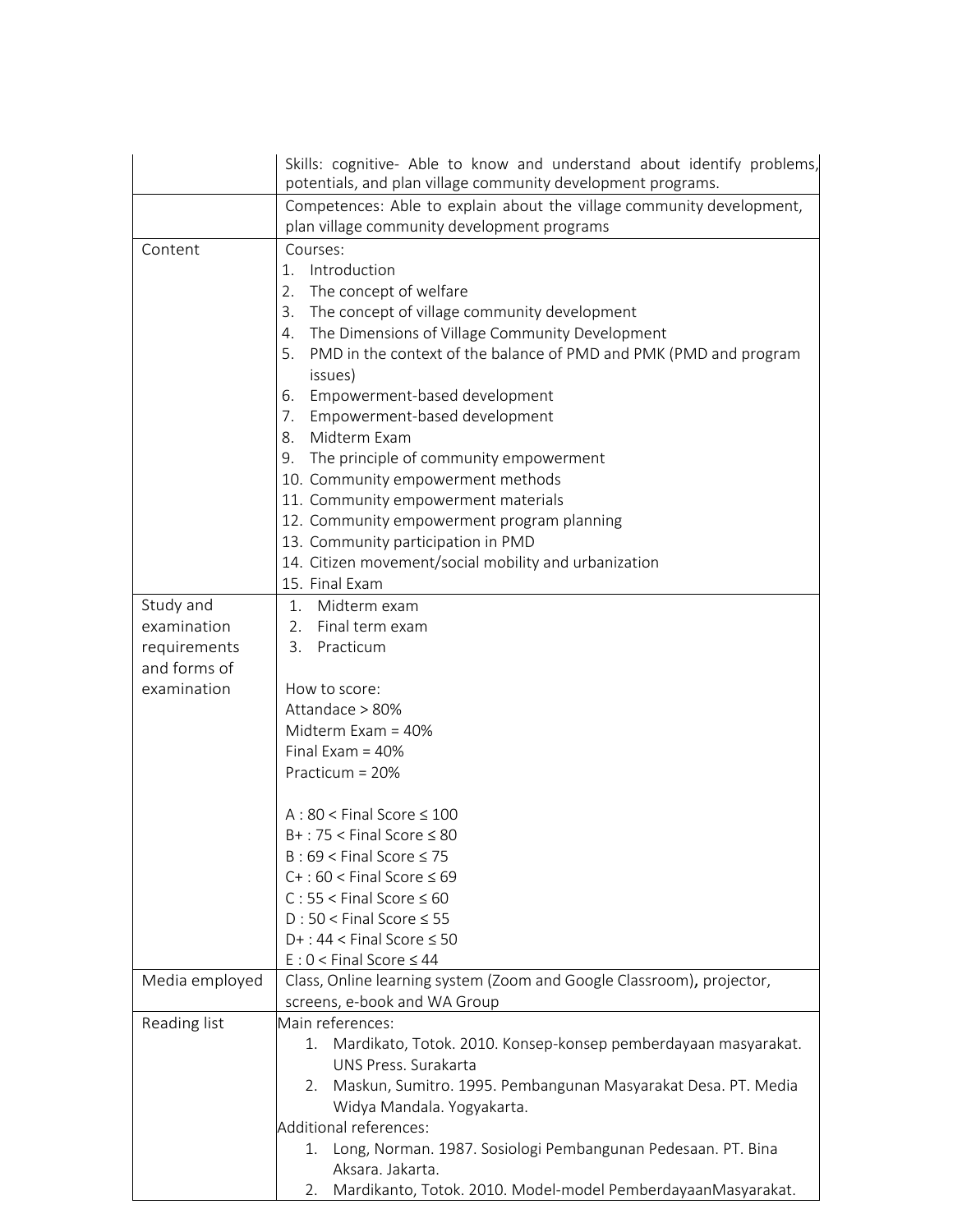| | |
|---|---|
| | Skills: cognitive- Able to know and understand about identify problems, potentials, and plan village community development programs. |
| | Competences: Able to explain about the village community development, plan village community development programs |
| Content | Courses:<br>1. Introduction<br>2. The concept of welfare<br>3. The concept of village community development<br>4. The Dimensions of Village Community Development<br>5. PMD in the context of the balance of PMD and PMK (PMD and program issues)<br>6. Empowerment-based development<br>7. Empowerment-based development<br>8. Midterm Exam<br>9. The principle of community empowerment<br>10. Community empowerment methods<br>11. Community empowerment materials<br>12. Community empowerment program planning<br>13. Community participation in PMD<br>14. Citizen movement/social mobility and urbanization<br>15. Final Exam |
| Study and examination requirements and forms of examination | 1. Midterm exam<br>2. Final term exam<br>3. Practicum<br><br>How to score:<br>Attandace > 80%<br>Midterm Exam = 40%<br>Final Exam = 40%<br>Practicum = 20%<br><br>A : 80 < Final Score ≤ 100<br>B+ : 75 < Final Score ≤ 80<br>B : 69 < Final Score ≤ 75<br>C+ : 60 < Final Score ≤ 69<br>C : 55 < Final Score ≤ 60<br>D : 50 < Final Score ≤ 55<br>D+ : 44 < Final Score ≤ 50<br>E : 0 < Final Score ≤ 44 |
| Media employed | Class, Online learning system (Zoom and Google Classroom), projector, screens, e-book and WA Group |
| Reading list | Main references:<br>1. Mardikato, Totok. 2010. Konsep-konsep pemberdayaan masyarakat. UNS Press. Surakarta<br>2. Maskun, Sumitro. 1995. Pembangunan Masyarakat Desa. PT. Media Widya Mandala. Yogyakarta.<br>Additional references:<br>1. Long, Norman. 1987. Sosiologi Pembangunan Pedesaan. PT. Bina Aksara. Jakarta.<br>2. Mardikanto, Totok. 2010. Model-model PemberdayaanMasyarakat. |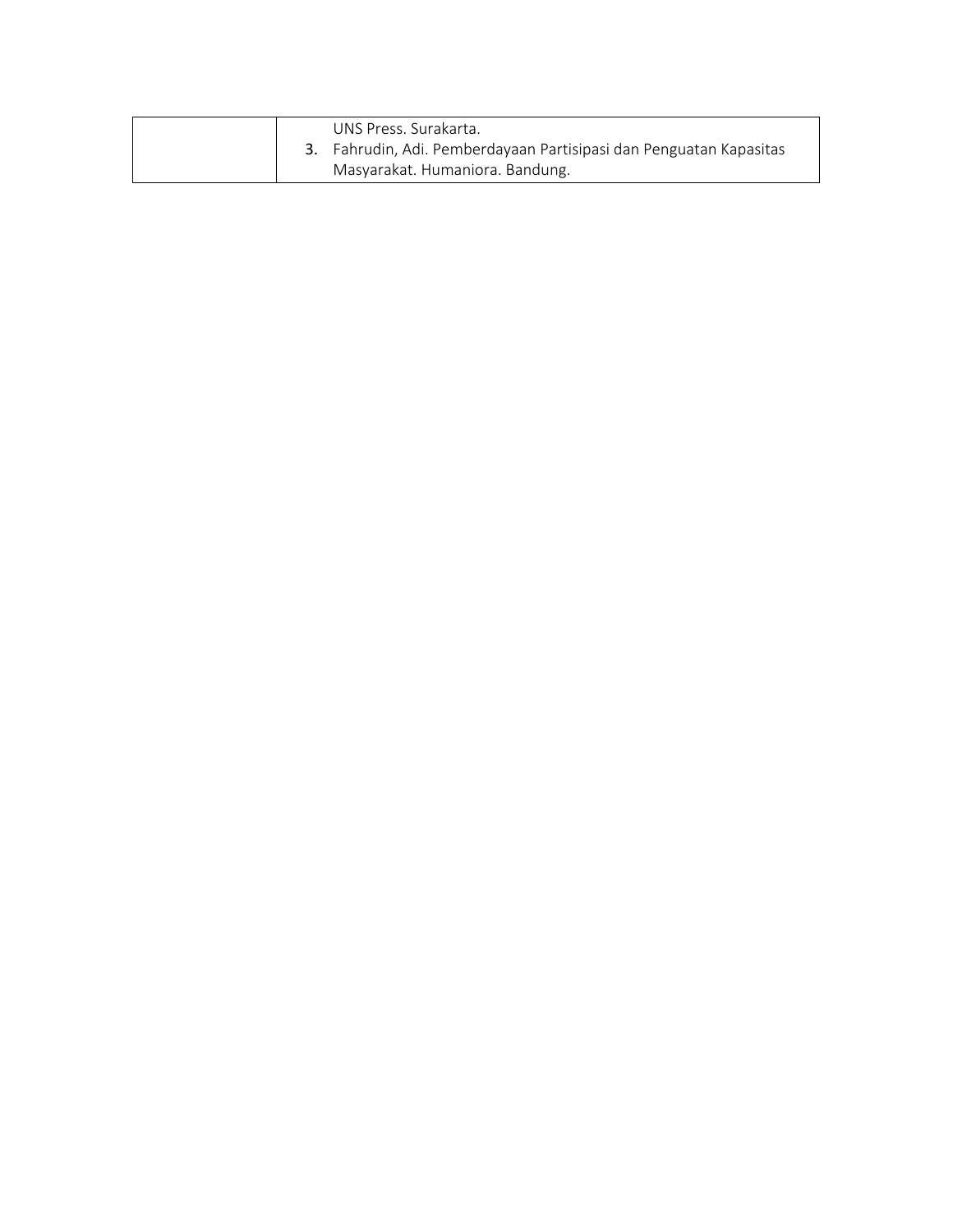| | |
|---|---|
| | UNS Press. Surakarta.<br>3. Fahrudin, Adi. Pemberdayaan Partisipasi dan Penguatan Kapasitas Masyarakat. Humaniora. Bandung. |